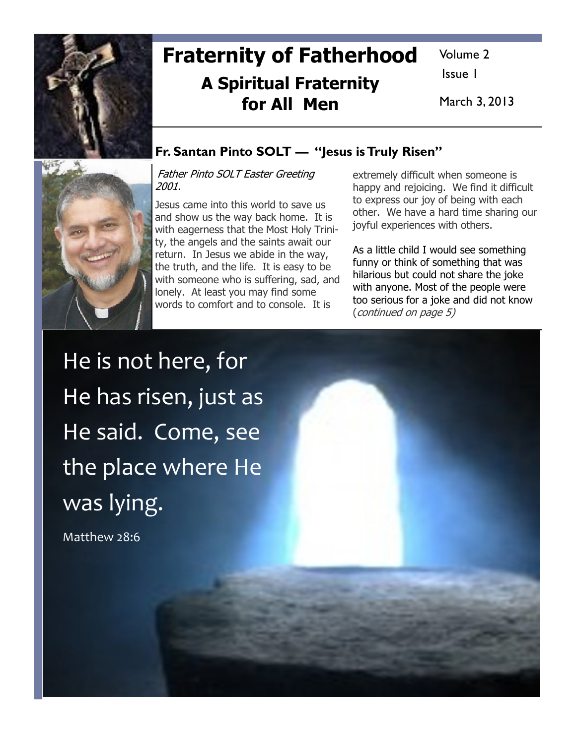# Fraternity of Fatherhood

## A Spiritual Fraternity for All Men

Volume 2
Issue 1
March 3, 2013

## Fr. Santan Pinto SOLT — "Jesus is Truly Risen"

*Father Pinto SOLT Easter Greeting 2001.*

Jesus came into this world to save us and show us the way back home. It is with eagerness that the Most Holy Trinity, the angels and the saints await our return. In Jesus we abide in the way, the truth, and the life. It is easy to be with someone who is suffering, sad, and lonely. At least you may find some words to comfort and to console. It is extremely difficult when someone is happy and rejoicing. We find it difficult to express our joy of being with each other. We have a hard time sharing our joyful experiences with others.

As a little child I would see something funny or think of something that was hilarious but could not share the joke with anyone. Most of the people were too serious for a joke and did not know (*continued on page 5)*

He is not here, for He has risen, just as He said. Come, see the place where He was lying.

Matthew 28:6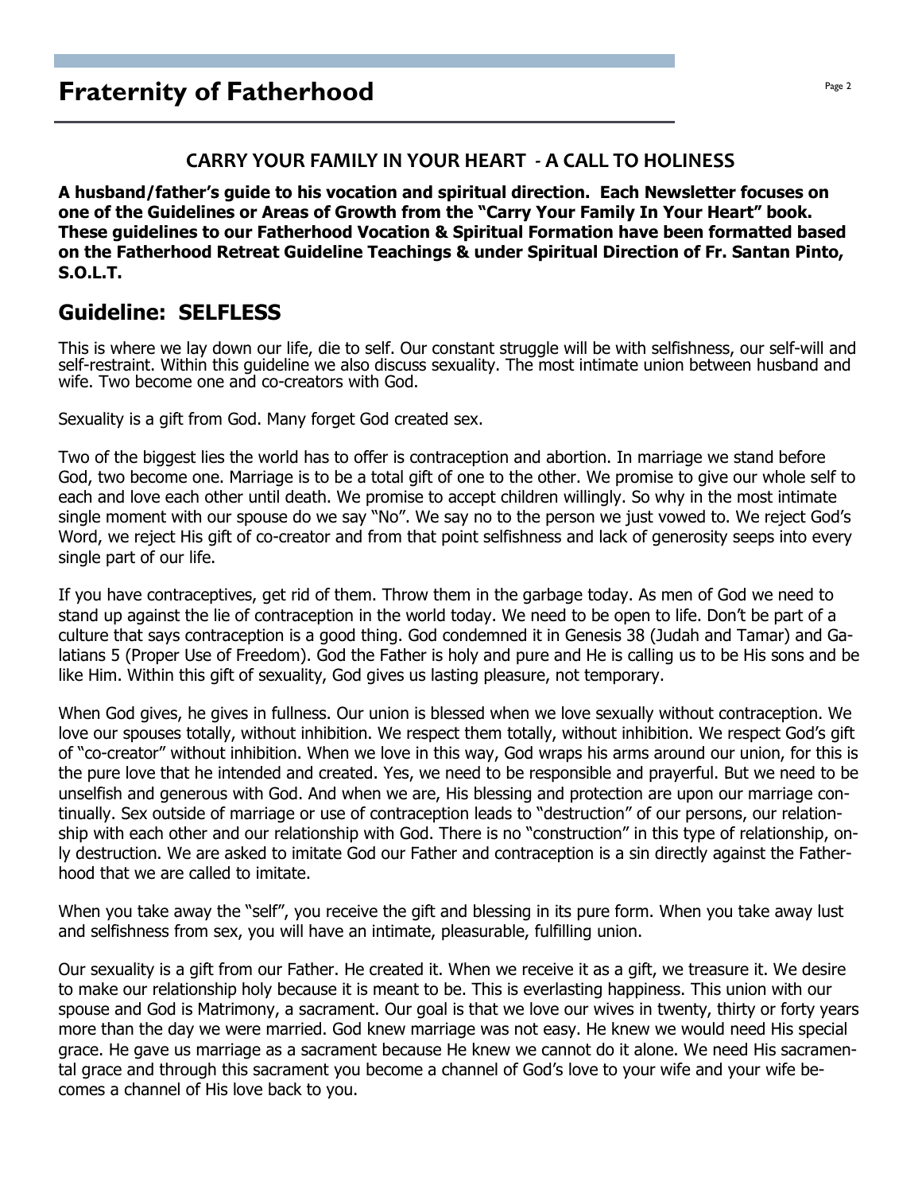# Fraternity of Fatherhood

## CARRY YOUR FAMILY IN YOUR HEART - A CALL TO HOLINESS

**A husband/father's guide to his vocation and spiritual direction. Each Newsletter focuses on one of the Guidelines or Areas of Growth from the "Carry Your Family In Your Heart" book. These guidelines to our Fatherhood Vocation & Spiritual Formation have been formatted based on the Fatherhood Retreat Guideline Teachings & under Spiritual Direction of Fr. Santan Pinto, S.O.L.T.**

## Guideline: SELFLESS

This is where we lay down our life, die to self. Our constant struggle will be with selfishness, our self-will and self-restraint. Within this guideline we also discuss sexuality. The most intimate union between husband and wife. Two become one and co-creators with God.

Sexuality is a gift from God. Many forget God created sex.

Two of the biggest lies the world has to offer is contraception and abortion. In marriage we stand before God, two become one. Marriage is to be a total gift of one to the other. We promise to give our whole self to each and love each other until death. We promise to accept children willingly. So why in the most intimate single moment with our spouse do we say "No". We say no to the person we just vowed to. We reject God's Word, we reject His gift of co-creator and from that point selfishness and lack of generosity seeps into every single part of our life.

If you have contraceptives, get rid of them. Throw them in the garbage today. As men of God we need to stand up against the lie of contraception in the world today. We need to be open to life. Don't be part of a culture that says contraception is a good thing. God condemned it in Genesis 38 (Judah and Tamar) and Galatians 5 (Proper Use of Freedom). God the Father is holy and pure and He is calling us to be His sons and be like Him. Within this gift of sexuality, God gives us lasting pleasure, not temporary.

When God gives, he gives in fullness. Our union is blessed when we love sexually without contraception. We love our spouses totally, without inhibition. We respect them totally, without inhibition. We respect God's gift of "co-creator" without inhibition. When we love in this way, God wraps his arms around our union, for this is the pure love that he intended and created. Yes, we need to be responsible and prayerful. But we need to be unselfish and generous with God. And when we are, His blessing and protection are upon our marriage continually. Sex outside of marriage or use of contraception leads to "destruction" of our persons, our relationship with each other and our relationship with God. There is no "construction" in this type of relationship, only destruction. We are asked to imitate God our Father and contraception is a sin directly against the Fatherhood that we are called to imitate.

When you take away the "self", you receive the gift and blessing in its pure form. When you take away lust and selfishness from sex, you will have an intimate, pleasurable, fulfilling union.

Our sexuality is a gift from our Father. He created it. When we receive it as a gift, we treasure it. We desire to make our relationship holy because it is meant to be. This is everlasting happiness. This union with our spouse and God is Matrimony, a sacrament. Our goal is that we love our wives in twenty, thirty or forty years more than the day we were married. God knew marriage was not easy. He knew we would need His special grace. He gave us marriage as a sacrament because He knew we cannot do it alone. We need His sacramental grace and through this sacrament you become a channel of God's love to your wife and your wife becomes a channel of His love back to you.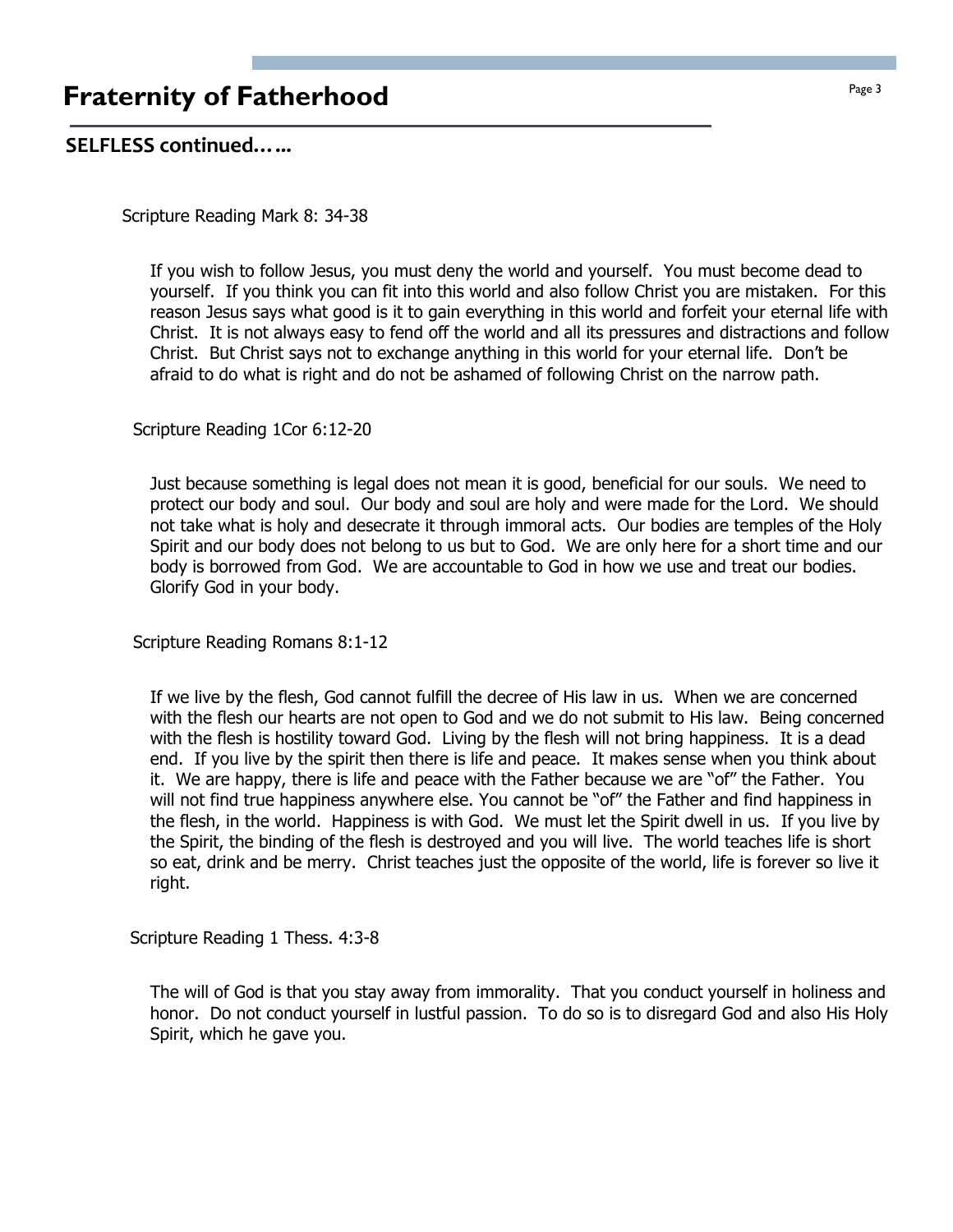## SELFLESS continued……

Scripture Reading Mark 8: 34-38

If you wish to follow Jesus, you must deny the world and yourself. You must become dead to yourself. If you think you can fit into this world and also follow Christ you are mistaken. For this reason Jesus says what good is it to gain everything in this world and forfeit your eternal life with Christ. It is not always easy to fend off the world and all its pressures and distractions and follow Christ. But Christ says not to exchange anything in this world for your eternal life. Don't be afraid to do what is right and do not be ashamed of following Christ on the narrow path.

Scripture Reading 1Cor 6:12-20

Just because something is legal does not mean it is good, beneficial for our souls. We need to protect our body and soul. Our body and soul are holy and were made for the Lord. We should not take what is holy and desecrate it through immoral acts. Our bodies are temples of the Holy Spirit and our body does not belong to us but to God. We are only here for a short time and our body is borrowed from God. We are accountable to God in how we use and treat our bodies. Glorify God in your body.

Scripture Reading Romans 8:1-12

If we live by the flesh, God cannot fulfill the decree of His law in us. When we are concerned with the flesh our hearts are not open to God and we do not submit to His law. Being concerned with the flesh is hostility toward God. Living by the flesh will not bring happiness. It is a dead end. If you live by the spirit then there is life and peace. It makes sense when you think about it. We are happy, there is life and peace with the Father because we are "of" the Father. You will not find true happiness anywhere else. You cannot be "of" the Father and find happiness in the flesh, in the world. Happiness is with God. We must let the Spirit dwell in us. If you live by the Spirit, the binding of the flesh is destroyed and you will live. The world teaches life is short so eat, drink and be merry. Christ teaches just the opposite of the world, life is forever so live it right.

Scripture Reading 1 Thess. 4:3-8

The will of God is that you stay away from immorality. That you conduct yourself in holiness and honor. Do not conduct yourself in lustful passion. To do so is to disregard God and also His Holy Spirit, which he gave you.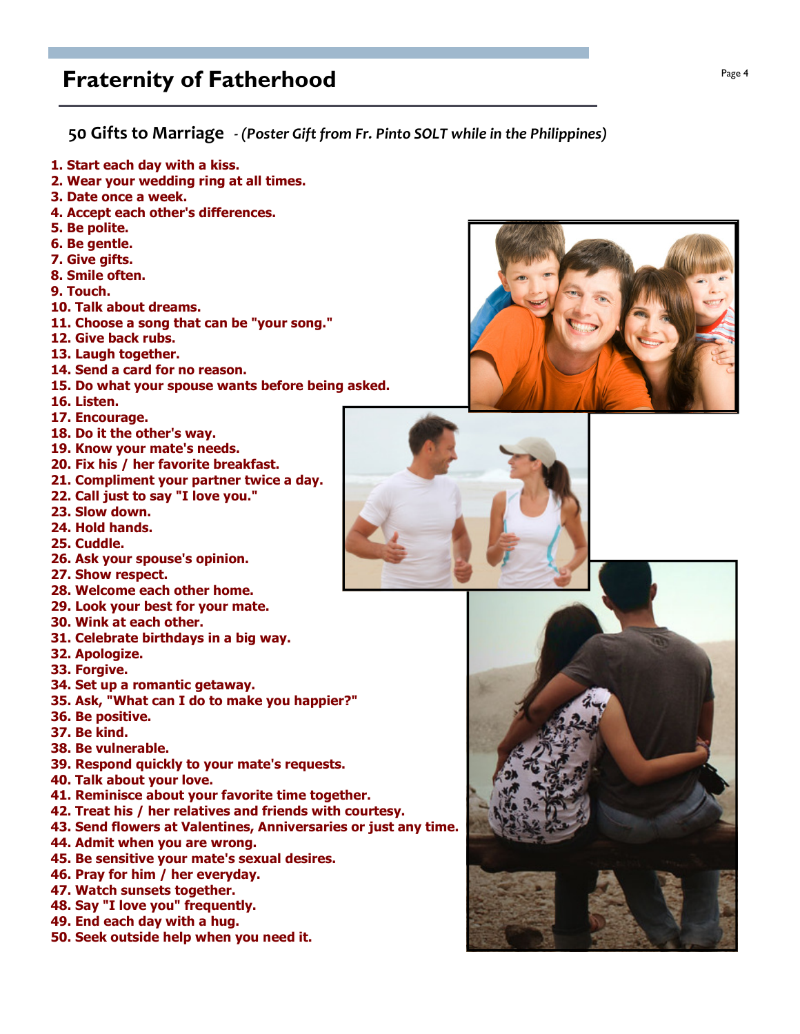## Fraternity of Fatherhood

### 50 Gifts to Marriage *- (Poster Gift from Fr. Pinto SOLT while in the Philippines)*

**1. Start each day with a kiss.**
**2. Wear your wedding ring at all times.**
**3. Date once a week.**
**4. Accept each other's differences.**
**5. Be polite.**
**6. Be gentle.**
**7. Give gifts.**
**8. Smile often.**
**9. Touch.**
**10. Talk about dreams.**
**11. Choose a song that can be "your song."**
**12. Give back rubs.**
**13. Laugh together.**
**14. Send a card for no reason.**
**15. Do what your spouse wants before being asked.**
**16. Listen.**
**17. Encourage.**
**18. Do it the other's way.**
**19. Know your mate's needs.**
**20. Fix his / her favorite breakfast.**
**21. Compliment your partner twice a day.**
**22. Call just to say "I love you."**
**23. Slow down.**
**24. Hold hands.**
**25. Cuddle.**
**26. Ask your spouse's opinion.**
**27. Show respect.**
**28. Welcome each other home.**
**29. Look your best for your mate.**
**30. Wink at each other.**
**31. Celebrate birthdays in a big way.**
**32. Apologize.**
**33. Forgive.**
**34. Set up a romantic getaway.**
**35. Ask, "What can I do to make you happier?"**
**36. Be positive.**
**37. Be kind.**
**38. Be vulnerable.**
**39. Respond quickly to your mate's requests.**
**40. Talk about your love.**
**41. Reminisce about your favorite time together.**
**42. Treat his / her relatives and friends with courtesy.**
**43. Send flowers at Valentines, Anniversaries or just any time.**
**44. Admit when you are wrong.**
**45. Be sensitive your mate's sexual desires.**
**46. Pray for him / her everyday.**
**47. Watch sunsets together.**
**48. Say "I love you" frequently.**
**49. End each day with a hug.**
**50. Seek outside help when you need it.**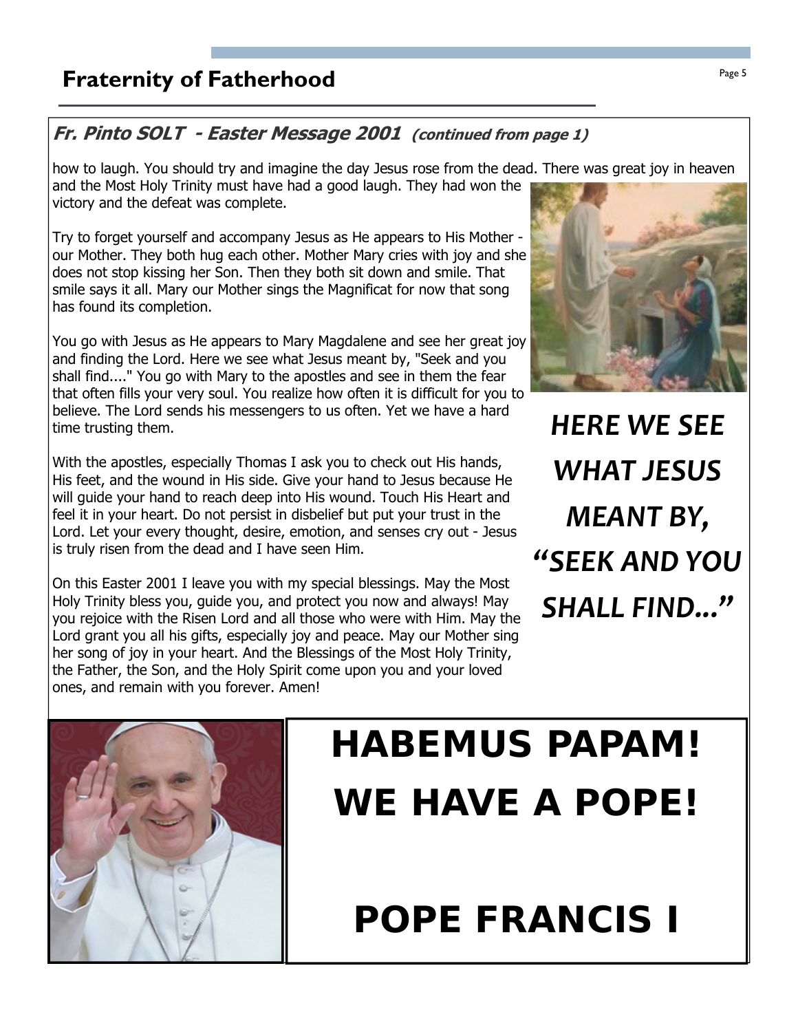## Fr. Pinto SOLT - Easter Message 2001 *(continued from page 1)*

how to laugh. You should try and imagine the day Jesus rose from the dead. There was great joy in heaven and the Most Holy Trinity must have had a good laugh. They had won the victory and the defeat was complete.

Try to forget yourself and accompany Jesus as He appears to His Mother - our Mother. They both hug each other. Mother Mary cries with joy and she does not stop kissing her Son. Then they both sit down and smile. That smile says it all. Mary our Mother sings the Magnificat for now that song has found its completion.

You go with Jesus as He appears to Mary Magdalene and see her great joy and finding the Lord. Here we see what Jesus meant by, "Seek and you shall find...." You go with Mary to the apostles and see in them the fear that often fills your very soul. You realize how often it is difficult for you to believe. The Lord sends his messengers to us often. Yet we have a hard time trusting them.

With the apostles, especially Thomas I ask you to check out His hands, His feet, and the wound in His side. Give your hand to Jesus because He will guide your hand to reach deep into His wound. Touch His Heart and feel it in your heart. Do not persist in disbelief but put your trust in the Lord. Let your every thought, desire, emotion, and senses cry out - Jesus is truly risen from the dead and I have seen Him.

On this Easter 2001 I leave you with my special blessings. May the Most Holy Trinity bless you, guide you, and protect you now and always! May you rejoice with the Risen Lord and all those who were with Him. May the Lord grant you all his gifts, especially joy and peace. May our Mother sing her song of joy in your heart. And the Blessings of the Most Holy Trinity, the Father, the Son, and the Holy Spirit come upon you and your loved ones, and remain with you forever. Amen!

***HERE WE SEE WHAT JESUS MEANT BY, "SEEK AND YOU SHALL FIND..."***

# HABEMUS PAPAM! WE HAVE A POPE!

# POPE FRANCIS I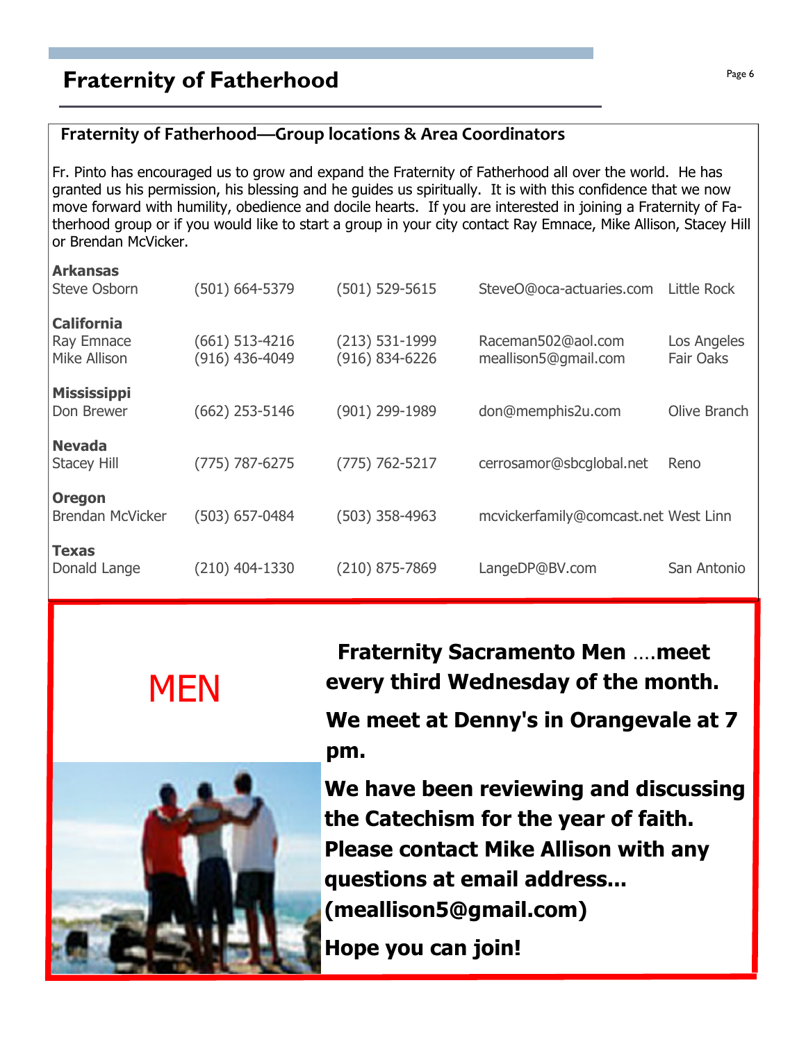# Fraternity of Fatherhood

## Fraternity of Fatherhood—Group locations & Area Coordinators

Fr. Pinto has encouraged us to grow and expand the Fraternity of Fatherhood all over the world. He has granted us his permission, his blessing and he guides us spiritually. It is with this confidence that we now move forward with humility, obedience and docile hearts. If you are interested in joining a Fraternity of Fatherhood group or if you would like to start a group in your city contact Ray Emnace, Mike Allison, Stacey Hill or Brendan McVicker.

| | | | | |
|---|---|---|---|---|
| **Arkansas** | | | | |
| Steve Osborn | (501) 664-5379 | (501) 529-5615 | SteveO@oca-actuaries.com | Little Rock |
| **California** | | | | |
| Ray Emnace | (661) 513-4216 | (213) 531-1999 | Raceman502@aol.com | Los Angeles |
| Mike Allison | (916) 436-4049 | (916) 834-6226 | meallison5@gmail.com | Fair Oaks |
| **Mississippi** | | | | |
| Don Brewer | (662) 253-5146 | (901) 299-1989 | don@memphis2u.com | Olive Branch |
| **Nevada** | | | | |
| Stacey Hill | (775) 787-6275 | (775) 762-5217 | cerrosamor@sbcglobal.net | Reno |
| **Oregon** | | | | |
| Brendan McVicker | (503) 657-0484 | (503) 358-4963 | mcvickerfamily@comcast.net | West Linn |
| **Texas** | | | | |
| Donald Lange | (210) 404-1330 | (210) 875-7869 | LangeDP@BV.com | San Antonio |

MEN

**Fraternity Sacramento Men ….meet every third Wednesday of the month.**

**We meet at Denny's in Orangevale at 7 pm.**

**We have been reviewing and discussing the Catechism for the year of faith. Please contact Mike Allison with any questions at email address... (meallison5@gmail.com)**

**Hope you can join!**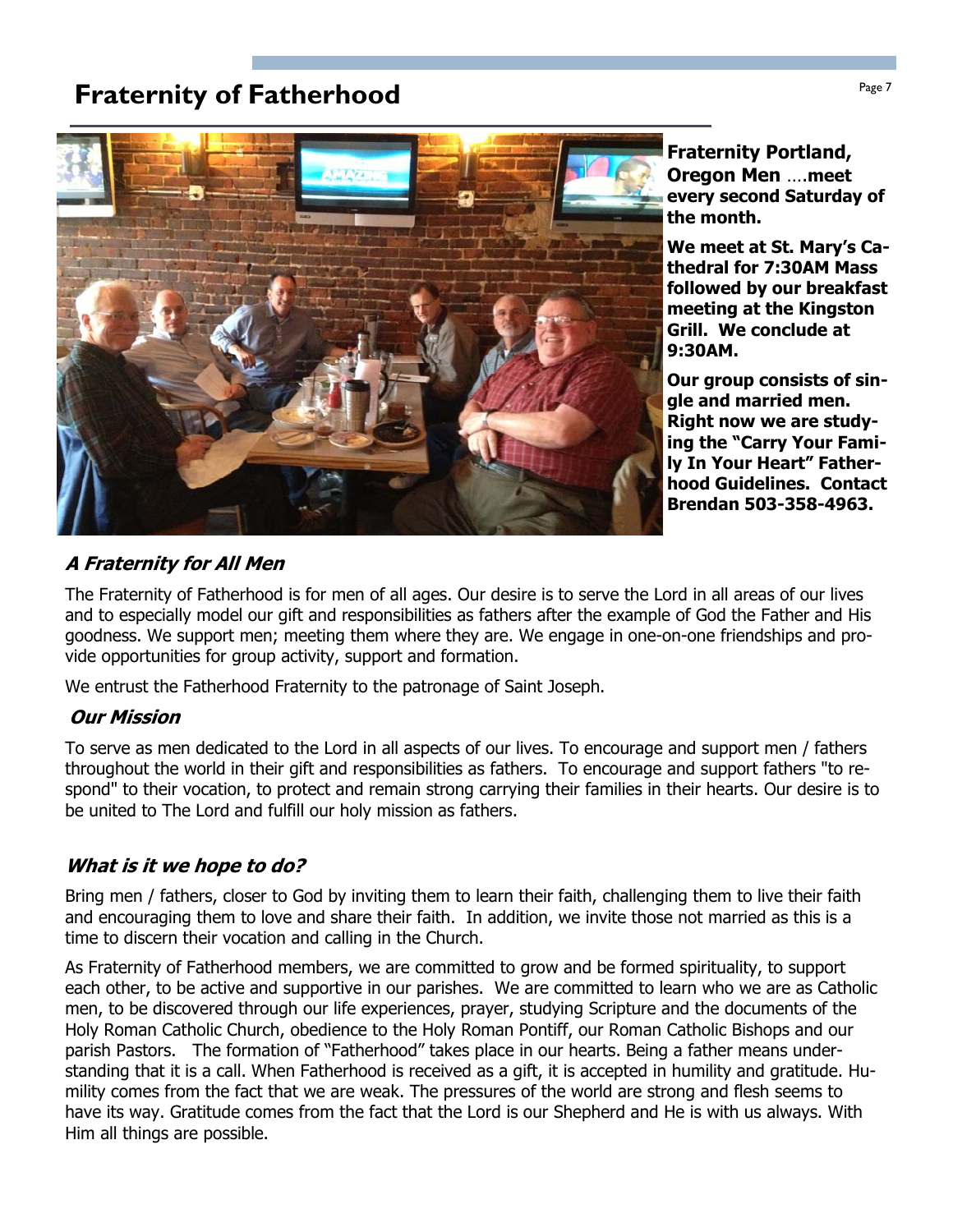# Fraternity of Fatherhood

**Fraternity Portland, Oregon Men ….meet every second Saturday of the month.**

**We meet at St. Mary's Cathedral for 7:30AM Mass followed by our breakfast meeting at the Kingston Grill. We conclude at 9:30AM.**

**Our group consists of single and married men. Right now we are studying the "Carry Your Family In Your Heart" Fatherhood Guidelines. Contact Brendan 503-358-4963.**

### *A Fraternity for All Men*

The Fraternity of Fatherhood is for men of all ages. Our desire is to serve the Lord in all areas of our lives and to especially model our gift and responsibilities as fathers after the example of God the Father and His goodness. We support men; meeting them where they are. We engage in one-on-one friendships and provide opportunities for group activity, support and formation.

We entrust the Fatherhood Fraternity to the patronage of Saint Joseph.

### *Our Mission*

To serve as men dedicated to the Lord in all aspects of our lives. To encourage and support men / fathers throughout the world in their gift and responsibilities as fathers. To encourage and support fathers "to respond" to their vocation, to protect and remain strong carrying their families in their hearts. Our desire is to be united to The Lord and fulfill our holy mission as fathers.

### *What is it we hope to do?*

Bring men / fathers, closer to God by inviting them to learn their faith, challenging them to live their faith and encouraging them to love and share their faith. In addition, we invite those not married as this is a time to discern their vocation and calling in the Church.

As Fraternity of Fatherhood members, we are committed to grow and be formed spirituality, to support each other, to be active and supportive in our parishes. We are committed to learn who we are as Catholic men, to be discovered through our life experiences, prayer, studying Scripture and the documents of the Holy Roman Catholic Church, obedience to the Holy Roman Pontiff, our Roman Catholic Bishops and our parish Pastors. The formation of "Fatherhood" takes place in our hearts. Being a father means understanding that it is a call. When Fatherhood is received as a gift, it is accepted in humility and gratitude. Humility comes from the fact that we are weak. The pressures of the world are strong and flesh seems to have its way. Gratitude comes from the fact that the Lord is our Shepherd and He is with us always. With Him all things are possible.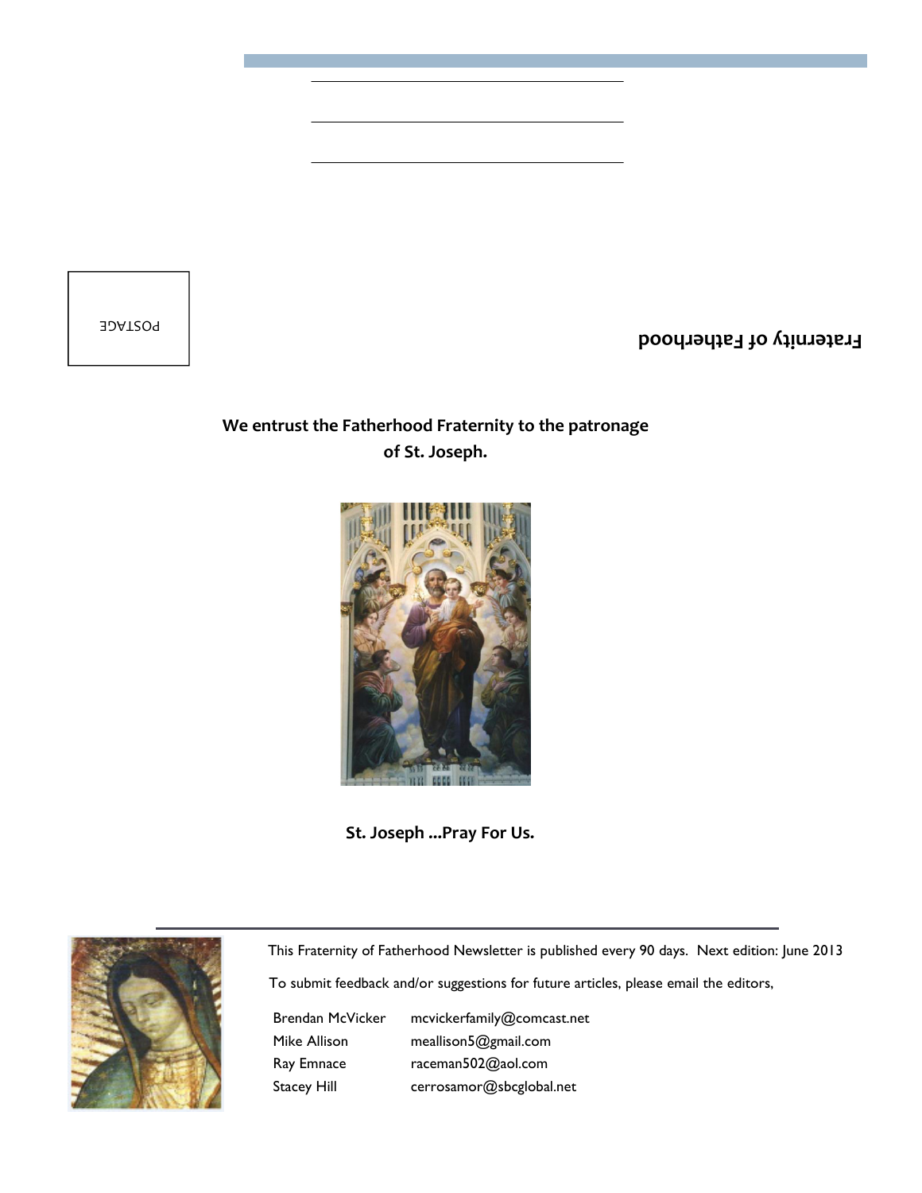POSTAGE

**Fraternity of Fatherhood**

**We entrust the Fatherhood Fraternity to the patronage of St. Joseph.**

**St. Joseph ...Pray For Us.**

This Fraternity of Fatherhood Newsletter is published every 90 days. Next edition: June 2013

To submit feedback and/or suggestions for future articles, please email the editors,

| | |
|---|---|
| Brendan McVicker | mcvickerfamily@comcast.net |
| Mike Allison | meallison5@gmail.com |
| Ray Emnace | raceman502@aol.com |
| Stacey Hill | cerrosamor@sbcglobal.net |